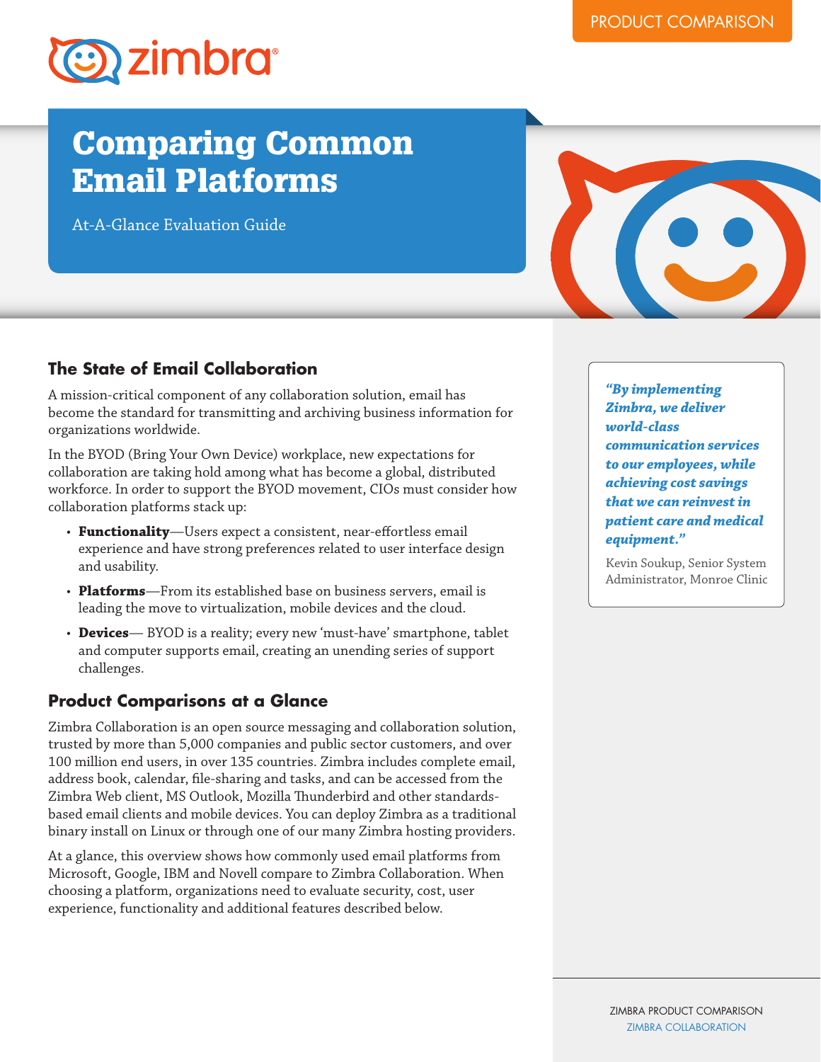PRODUCT COMPARISON

# Comparing Common Email Platforms

At-A-Glance Evaluation Guide

## The State of Email Collaboration

A mission-critical component of any collaboration solution, email has become the standard for transmitting and archiving business information for organizations worldwide.

In the BYOD (Bring Your Own Device) workplace, new expectations for collaboration are taking hold among what has become a global, distributed workforce. In order to support the BYOD movement, CIOs must consider how collaboration platforms stack up:

- **Functionality**—Users expect a consistent, near-effortless email experience and have strong preferences related to user interface design and usability.
- **Platforms**—From its established base on business servers, email is leading the move to virtualization, mobile devices and the cloud.
- **Devices**— BYOD is a reality; every new 'must-have' smartphone, tablet and computer supports email, creating an unending series of support challenges.

## Product Comparisons at a Glance

Zimbra Collaboration is an open source messaging and collaboration solution, trusted by more than 5,000 companies and public sector customers, and over 100 million end users, in over 135 countries. Zimbra includes complete email, address book, calendar, file-sharing and tasks, and can be accessed from the Zimbra Web client, MS Outlook, Mozilla Thunderbird and other standards-based email clients and mobile devices. You can deploy Zimbra as a traditional binary install on Linux or through one of our many Zimbra hosting providers.

At a glance, this overview shows how commonly used email platforms from Microsoft, Google, IBM and Novell compare to Zimbra Collaboration. When choosing a platform, organizations need to evaluate security, cost, user experience, functionality and additional features described below.

> ***"By implementing Zimbra, we deliver world-class communication services to our employees, while achieving cost savings that we can reinvest in patient care and medical equipment."***
>
> Kevin Soukup, Senior System Administrator, Monroe Clinic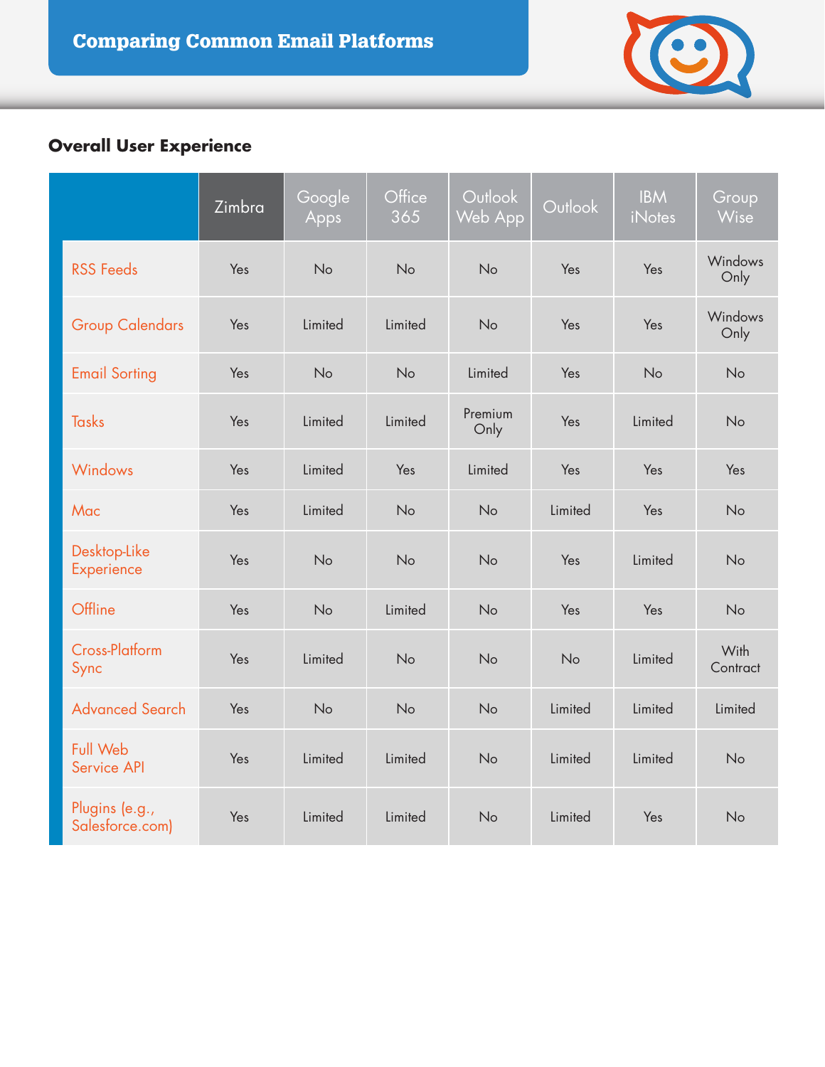# Comparing Common Email Platforms

## Overall User Experience

| | Zimbra | Google Apps | Office 365 | Outlook Web App | Outlook | IBM iNotes | Group Wise |
|---|---|---|---|---|---|---|---|
| RSS Feeds | Yes | No | No | No | Yes | Yes | Windows Only |
| Group Calendars | Yes | Limited | Limited | No | Yes | Yes | Windows Only |
| Email Sorting | Yes | No | No | Limited | Yes | No | No |
| Tasks | Yes | Limited | Limited | Premium Only | Yes | Limited | No |
| Windows | Yes | Limited | Yes | Limited | Yes | Yes | Yes |
| Mac | Yes | Limited | No | No | Limited | Yes | No |
| Desktop-Like Experience | Yes | No | No | No | Yes | Limited | No |
| Offline | Yes | No | Limited | No | Yes | Yes | No |
| Cross-Platform Sync | Yes | Limited | No | No | No | Limited | With Contract |
| Advanced Search | Yes | No | No | No | Limited | Limited | Limited |
| Full Web Service API | Yes | Limited | Limited | No | Limited | Limited | No |
| Plugins (e.g., Salesforce.com) | Yes | Limited | Limited | No | Limited | Yes | No |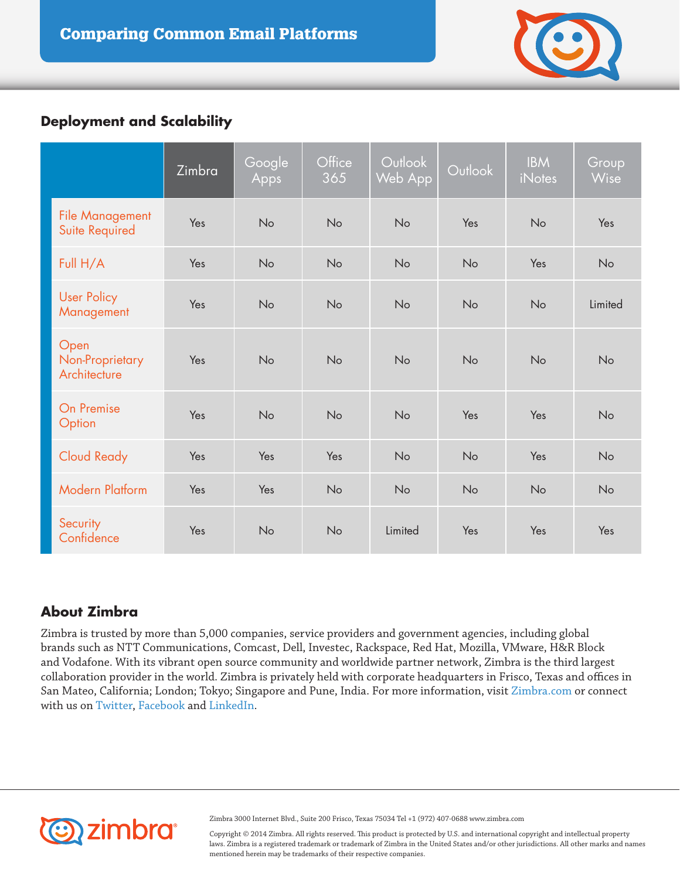# Comparing Common Email Platforms

## Deployment and Scalability

| | Zimbra | Google Apps | Office 365 | Outlook Web App | Outlook | IBM iNotes | Group Wise |
|---|---|---|---|---|---|---|---|
| File Management Suite Required | Yes | No | No | No | Yes | No | Yes |
| Full H/A | Yes | No | No | No | No | Yes | No |
| User Policy Management | Yes | No | No | No | No | No | Limited |
| Open Non-Proprietary Architecture | Yes | No | No | No | No | No | No |
| On Premise Option | Yes | No | No | No | Yes | Yes | No |
| Cloud Ready | Yes | Yes | Yes | No | No | Yes | No |
| Modern Platform | Yes | Yes | No | No | No | No | No |
| Security Confidence | Yes | No | No | Limited | Yes | Yes | Yes |

## About Zimbra

Zimbra is trusted by more than 5,000 companies, service providers and government agencies, including global brands such as NTT Communications, Comcast, Dell, Investec, Rackspace, Red Hat, Mozilla, VMware, H&R Block and Vodafone. With its vibrant open source community and worldwide partner network, Zimbra is the third largest collaboration provider in the world. Zimbra is privately held with corporate headquarters in Frisco, Texas and offices in San Mateo, California; London; Tokyo; Singapore and Pune, India. For more information, visit Zimbra.com or connect with us on Twitter, Facebook and LinkedIn.

zimbra

Zimbra 3000 Internet Blvd., Suite 200 Frisco, Texas 75034 Tel +1 (972) 407-0688 www.zimbra.com

Copyright © 2014 Zimbra. All rights reserved. This product is protected by U.S. and international copyright and intellectual property laws. Zimbra is a registered trademark or trademark of Zimbra in the United States and/or other jurisdictions. All other marks and names mentioned herein may be trademarks of their respective companies.